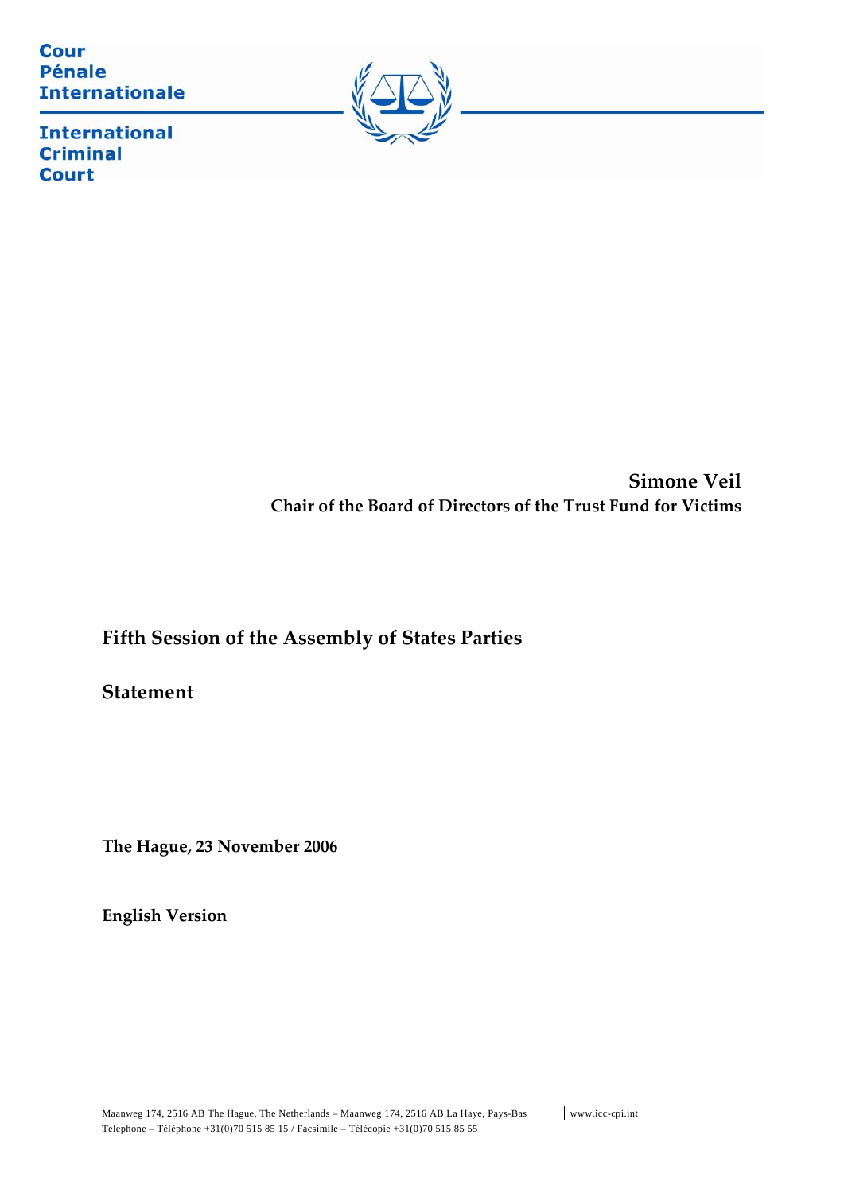Cour
Pénale
Internationale

International
Criminal
Court

**Simone Veil**
**Chair of the Board of Directors of the Trust Fund for Victims**

## Fifth Session of the Assembly of States Parties

## Statement

**The Hague, 23 November 2006**

**English Version**

Maanweg 174, 2516 AB The Hague, The Netherlands – Maanweg 174, 2516 AB La Haye, Pays-Bas | www.icc-cpi.int
Telephone – Téléphone +31(0)70 515 85 15 / Facsimile – Télécopie +31(0)70 515 85 55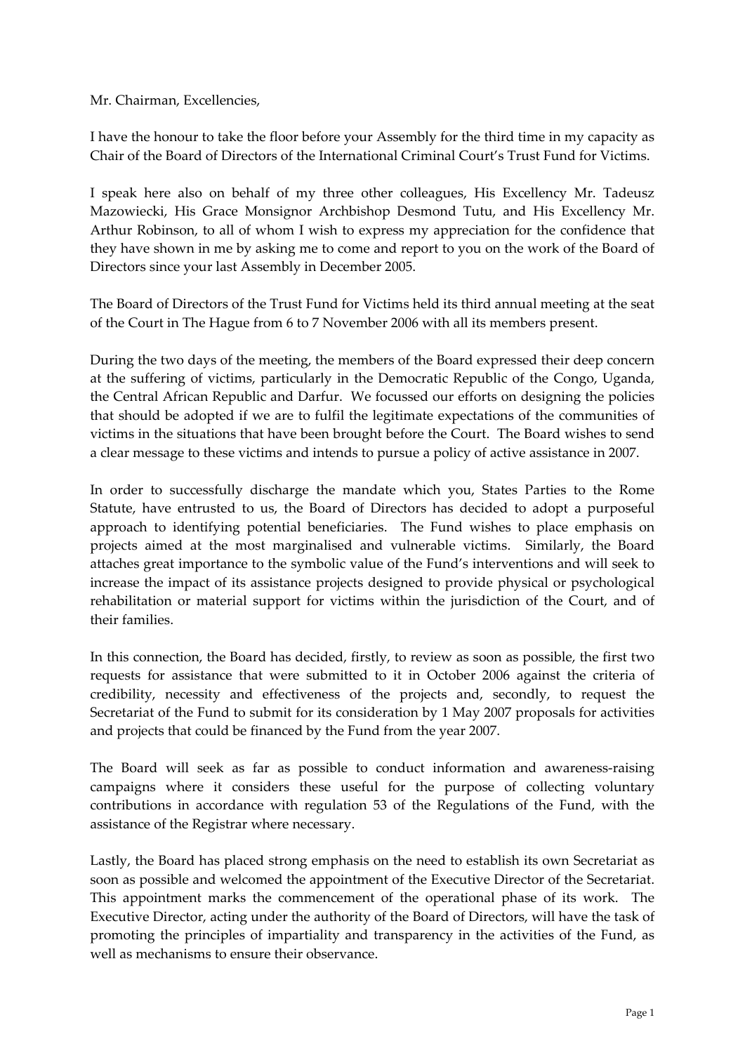Mr. Chairman, Excellencies,

I have the honour to take the floor before your Assembly for the third time in my capacity as Chair of the Board of Directors of the International Criminal Court's Trust Fund for Victims.

I speak here also on behalf of my three other colleagues, His Excellency Mr. Tadeusz Mazowiecki, His Grace Monsignor Archbishop Desmond Tutu, and His Excellency Mr. Arthur Robinson, to all of whom I wish to express my appreciation for the confidence that they have shown in me by asking me to come and report to you on the work of the Board of Directors since your last Assembly in December 2005.

The Board of Directors of the Trust Fund for Victims held its third annual meeting at the seat of the Court in The Hague from 6 to 7 November 2006 with all its members present.

During the two days of the meeting, the members of the Board expressed their deep concern at the suffering of victims, particularly in the Democratic Republic of the Congo, Uganda, the Central African Republic and Darfur. We focussed our efforts on designing the policies that should be adopted if we are to fulfil the legitimate expectations of the communities of victims in the situations that have been brought before the Court. The Board wishes to send a clear message to these victims and intends to pursue a policy of active assistance in 2007.

In order to successfully discharge the mandate which you, States Parties to the Rome Statute, have entrusted to us, the Board of Directors has decided to adopt a purposeful approach to identifying potential beneficiaries. The Fund wishes to place emphasis on projects aimed at the most marginalised and vulnerable victims. Similarly, the Board attaches great importance to the symbolic value of the Fund's interventions and will seek to increase the impact of its assistance projects designed to provide physical or psychological rehabilitation or material support for victims within the jurisdiction of the Court, and of their families.

In this connection, the Board has decided, firstly, to review as soon as possible, the first two requests for assistance that were submitted to it in October 2006 against the criteria of credibility, necessity and effectiveness of the projects and, secondly, to request the Secretariat of the Fund to submit for its consideration by 1 May 2007 proposals for activities and projects that could be financed by the Fund from the year 2007.

The Board will seek as far as possible to conduct information and awareness-raising campaigns where it considers these useful for the purpose of collecting voluntary contributions in accordance with regulation 53 of the Regulations of the Fund, with the assistance of the Registrar where necessary.

Lastly, the Board has placed strong emphasis on the need to establish its own Secretariat as soon as possible and welcomed the appointment of the Executive Director of the Secretariat. This appointment marks the commencement of the operational phase of its work. The Executive Director, acting under the authority of the Board of Directors, will have the task of promoting the principles of impartiality and transparency in the activities of the Fund, as well as mechanisms to ensure their observance.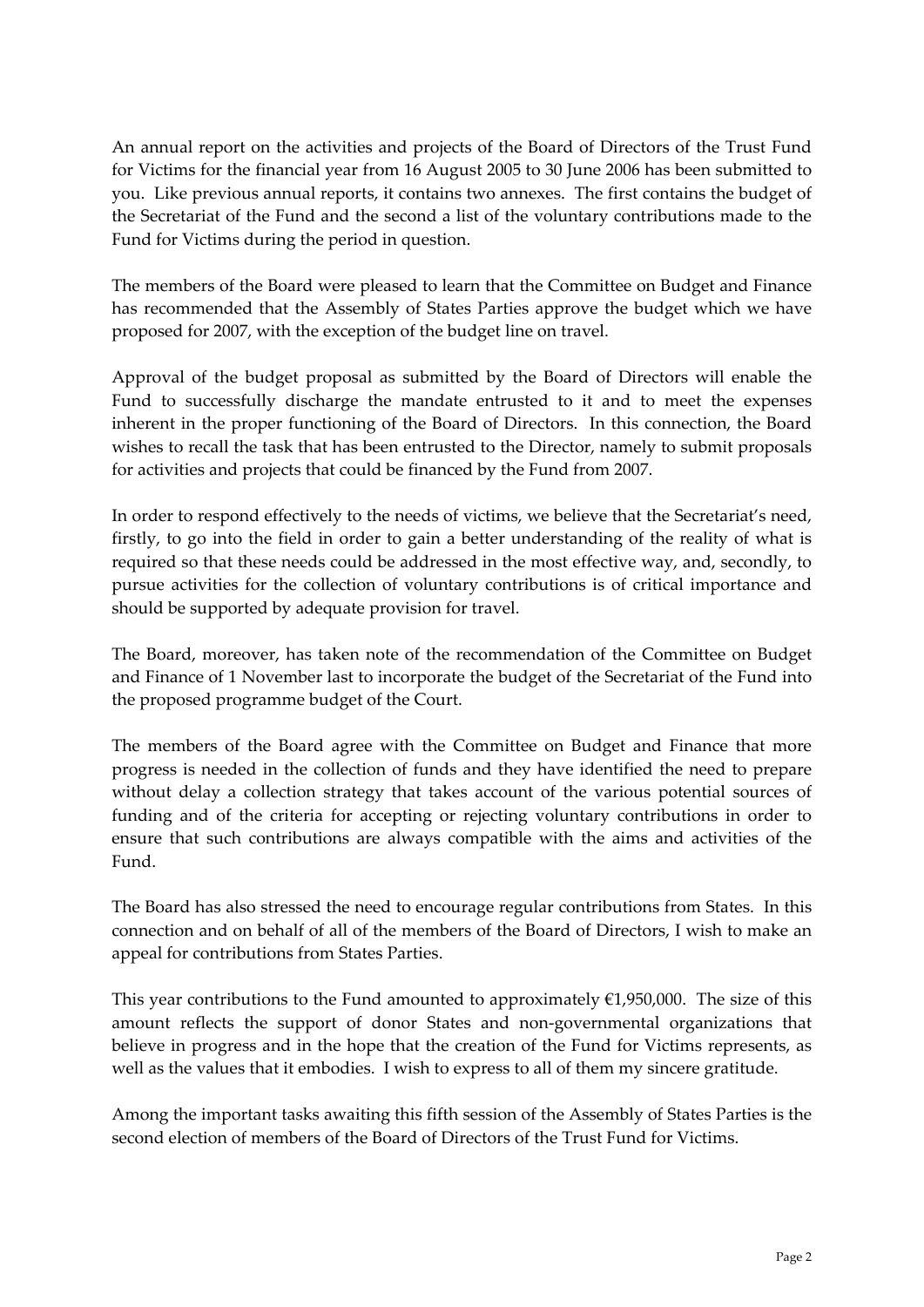An annual report on the activities and projects of the Board of Directors of the Trust Fund for Victims for the financial year from 16 August 2005 to 30 June 2006 has been submitted to you. Like previous annual reports, it contains two annexes. The first contains the budget of the Secretariat of the Fund and the second a list of the voluntary contributions made to the Fund for Victims during the period in question.

The members of the Board were pleased to learn that the Committee on Budget and Finance has recommended that the Assembly of States Parties approve the budget which we have proposed for 2007, with the exception of the budget line on travel.

Approval of the budget proposal as submitted by the Board of Directors will enable the Fund to successfully discharge the mandate entrusted to it and to meet the expenses inherent in the proper functioning of the Board of Directors. In this connection, the Board wishes to recall the task that has been entrusted to the Director, namely to submit proposals for activities and projects that could be financed by the Fund from 2007.

In order to respond effectively to the needs of victims, we believe that the Secretariat's need, firstly, to go into the field in order to gain a better understanding of the reality of what is required so that these needs could be addressed in the most effective way, and, secondly, to pursue activities for the collection of voluntary contributions is of critical importance and should be supported by adequate provision for travel.

The Board, moreover, has taken note of the recommendation of the Committee on Budget and Finance of 1 November last to incorporate the budget of the Secretariat of the Fund into the proposed programme budget of the Court.

The members of the Board agree with the Committee on Budget and Finance that more progress is needed in the collection of funds and they have identified the need to prepare without delay a collection strategy that takes account of the various potential sources of funding and of the criteria for accepting or rejecting voluntary contributions in order to ensure that such contributions are always compatible with the aims and activities of the Fund.

The Board has also stressed the need to encourage regular contributions from States. In this connection and on behalf of all of the members of the Board of Directors, I wish to make an appeal for contributions from States Parties.

This year contributions to the Fund amounted to approximately €1,950,000. The size of this amount reflects the support of donor States and non-governmental organizations that believe in progress and in the hope that the creation of the Fund for Victims represents, as well as the values that it embodies. I wish to express to all of them my sincere gratitude.

Among the important tasks awaiting this fifth session of the Assembly of States Parties is the second election of members of the Board of Directors of the Trust Fund for Victims.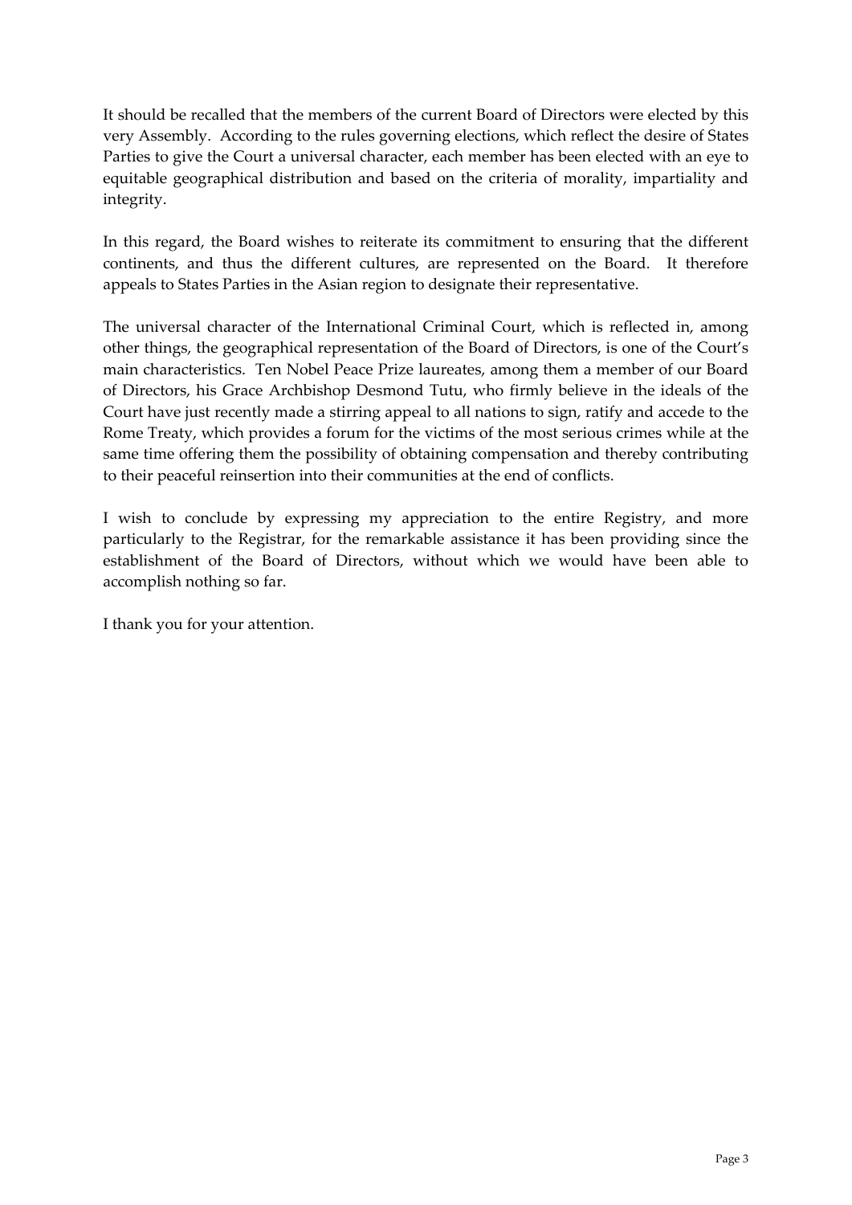It should be recalled that the members of the current Board of Directors were elected by this very Assembly. According to the rules governing elections, which reflect the desire of States Parties to give the Court a universal character, each member has been elected with an eye to equitable geographical distribution and based on the criteria of morality, impartiality and integrity.

In this regard, the Board wishes to reiterate its commitment to ensuring that the different continents, and thus the different cultures, are represented on the Board. It therefore appeals to States Parties in the Asian region to designate their representative.

The universal character of the International Criminal Court, which is reflected in, among other things, the geographical representation of the Board of Directors, is one of the Court's main characteristics. Ten Nobel Peace Prize laureates, among them a member of our Board of Directors, his Grace Archbishop Desmond Tutu, who firmly believe in the ideals of the Court have just recently made a stirring appeal to all nations to sign, ratify and accede to the Rome Treaty, which provides a forum for the victims of the most serious crimes while at the same time offering them the possibility of obtaining compensation and thereby contributing to their peaceful reinsertion into their communities at the end of conflicts.

I wish to conclude by expressing my appreciation to the entire Registry, and more particularly to the Registrar, for the remarkable assistance it has been providing since the establishment of the Board of Directors, without which we would have been able to accomplish nothing so far.

I thank you for your attention.